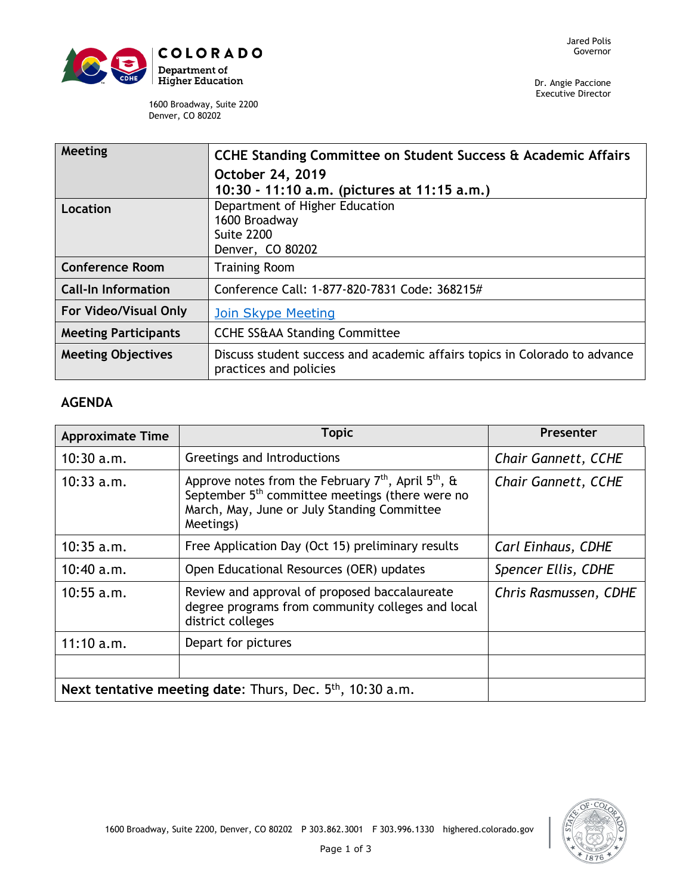COLORADO
Department of Higher Education

1600 Broadway, Suite 2200
Denver, CO 80202

Jared Polis
Governor

Dr. Angie Paccione
Executive Director

| Meeting | **CCHE Standing Committee on Student Success & Academic Affairs October 24, 2019 10:30 - 11:10 a.m. (pictures at 11:15 a.m.)** |
|---|---|
| **Location** | Department of Higher Education 1600 Broadway Suite 2200 Denver, CO 80202 |
| **Conference Room** | Training Room |
| **Call-In Information** | Conference Call: 1-877-820-7831 Code: 368215# |
| **For Video/Visual Only** | Join Skype Meeting |
| **Meeting Participants** | CCHE SS&AA Standing Committee |
| **Meeting Objectives** | Discuss student success and academic affairs topics in Colorado to advance practices and policies |

## AGENDA

| Approximate Time | Topic | Presenter |
|---|---|---|
| 10:30 a.m. | Greetings and Introductions | *Chair Gannett, CCHE* |
| 10:33 a.m. | Approve notes from the February 7th, April 5th, & September 5th committee meetings (there were no March, May, June or July Standing Committee Meetings) | *Chair Gannett, CCHE* |
| 10:35 a.m. | Free Application Day (Oct 15) preliminary results | *Carl Einhaus, CDHE* |
| 10:40 a.m. | Open Educational Resources (OER) updates | *Spencer Ellis, CDHE* |
| 10:55 a.m. | Review and approval of proposed baccalaureate degree programs from community colleges and local district colleges | *Chris Rasmussen, CDHE* |
| 11:10 a.m. | Depart for pictures | |
| | | |
| **Next tentative meeting date**: Thurs, Dec. 5th, 10:30 a.m. | | |

1600 Broadway, Suite 2200, Denver, CO 80202 P 303.862.3001 F 303.996.1330 highered.colorado.gov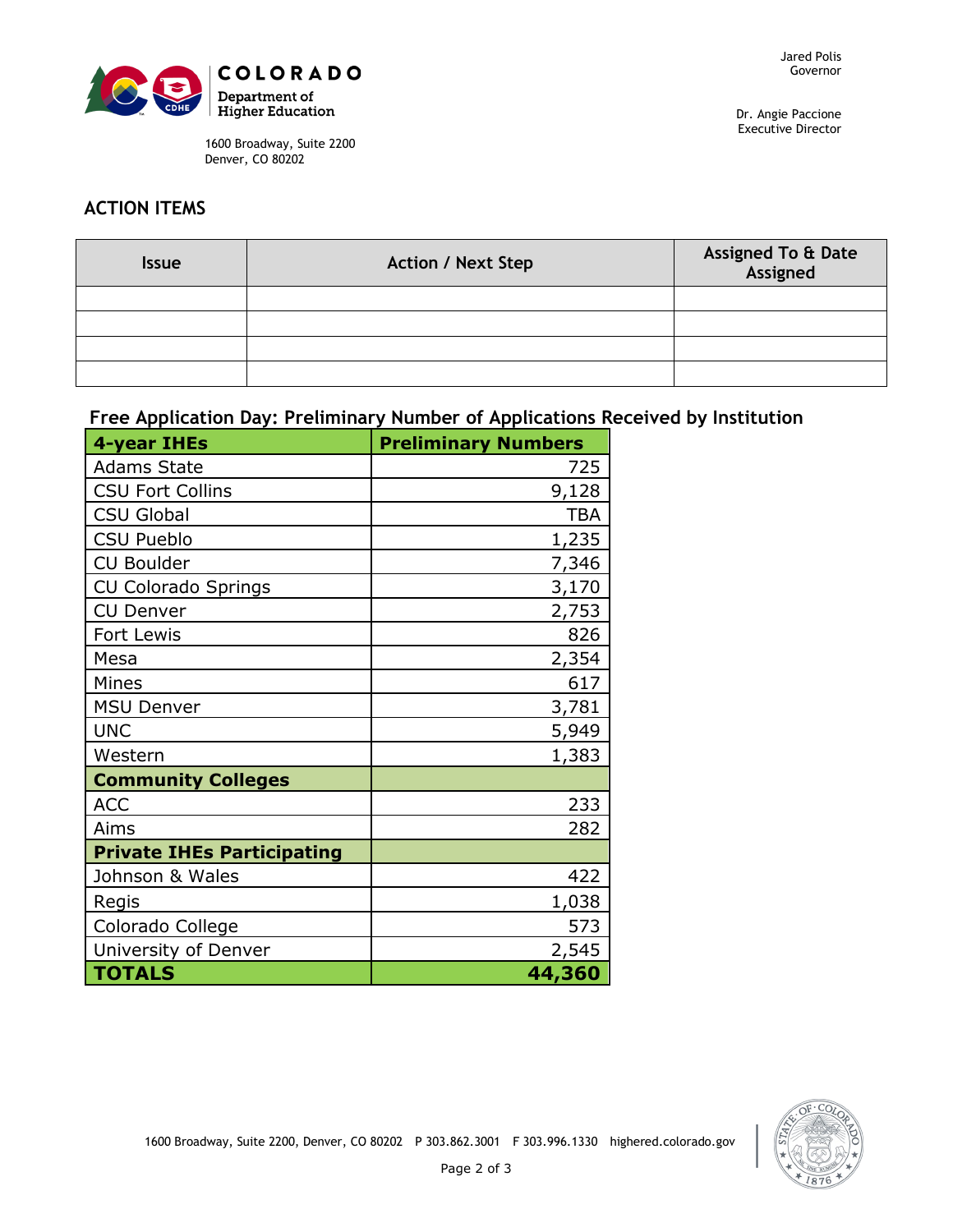## ACTION ITEMS

| Issue | Action / Next Step | Assigned To & Date Assigned |
|---|---|---|
| | | |
| | | |
| | | |
| | | |

### Free Application Day: Preliminary Number of Applications Received by Institution

| 4-year IHEs | Preliminary Numbers |
|---|---:|
| Adams State | 725 |
| CSU Fort Collins | 9,128 |
| CSU Global | TBA |
| CSU Pueblo | 1,235 |
| CU Boulder | 7,346 |
| CU Colorado Springs | 3,170 |
| CU Denver | 2,753 |
| Fort Lewis | 826 |
| Mesa | 2,354 |
| Mines | 617 |
| MSU Denver | 3,781 |
| UNC | 5,949 |
| Western | 1,383 |
| **Community Colleges** | |
| ACC | 233 |
| Aims | 282 |
| **Private IHEs Participating** | |
| Johnson & Wales | 422 |
| Regis | 1,038 |
| Colorado College | 573 |
| University of Denver | 2,545 |
| **TOTALS** | **44,360** |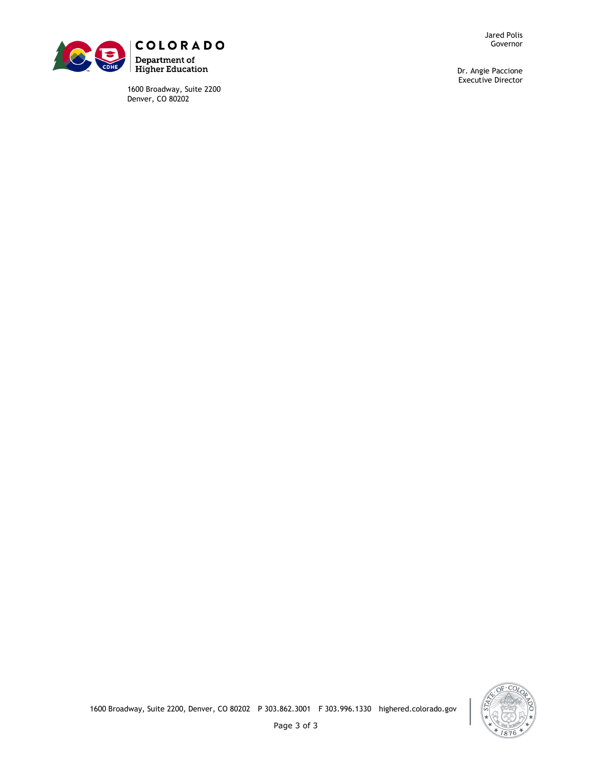**COLORADO**
**Department of Higher Education**

1600 Broadway, Suite 2200
Denver, CO 80202

Jared Polis
Governor

Dr. Angie Paccione
Executive Director

1600 Broadway, Suite 2200, Denver, CO 80202 P 303.862.3001 F 303.996.1330 highered.colorado.gov